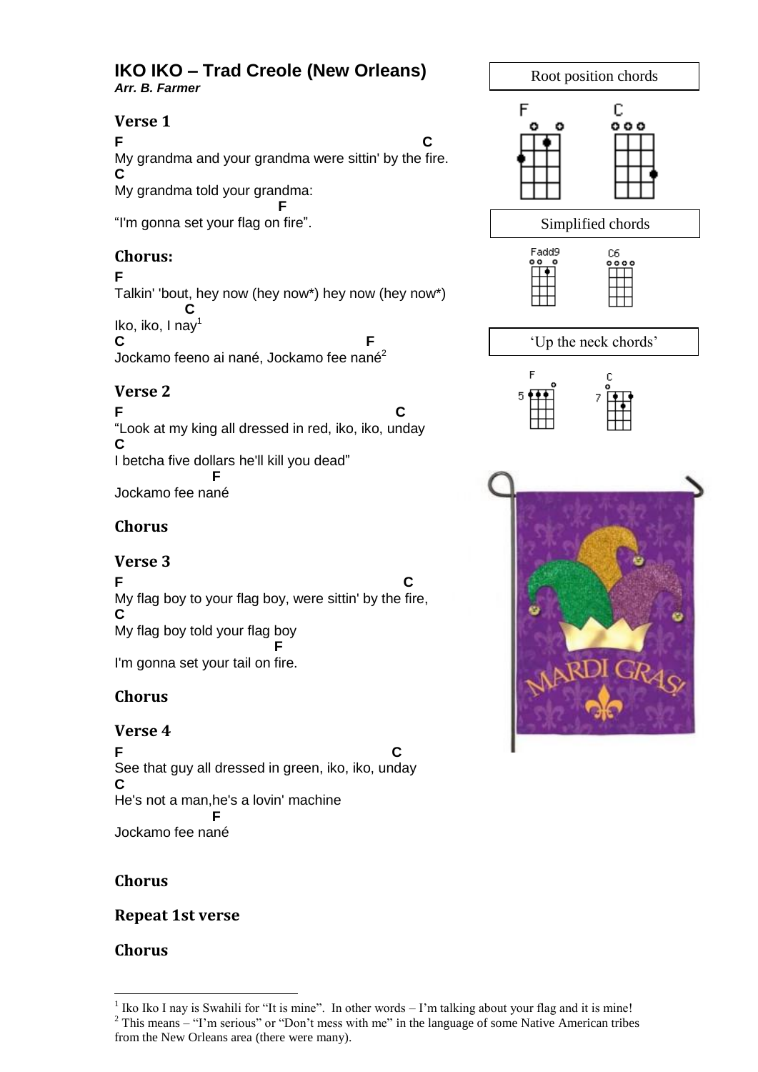# IKO IKO – Trad Creole (New Orleans)

***Arr. B. Farmer***

Root position chords

Simplified chords

'Up the neck chords'

## Verse 1

```
F                                                        C
My grandma and your grandma were sittin' by the fire.
C
My grandma told your grandma:
                                    F
"I'm gonna set your flag on fire".
```

## Chorus:

```
F
Talkin' 'bout, hey now (hey now*) hey now (hey now*)
        C
Iko, iko, I nay[1]
C                                             F
Jockamo feeno ai nané, Jockamo fee nané[2]
```

## Verse 2

```
F                                                   C
"Look at my king all dressed in red, iko, iko, unday
C
I betcha five dollars he'll kill you dead"
                F
Jockamo fee nané
```

## Chorus

## Verse 3

```
F                                                     C
My flag boy to your flag boy, were sittin' by the fire,
C
My flag boy told your flag boy
                                   F
I'm gonna set your tail on fire.
```

## Chorus

## Verse 4

```
F                                                   C
See that guy all dressed in green, iko, iko, unday
C
He's not a man,he's a lovin' machine
                F
Jockamo fee nané
```

## Chorus

## Repeat 1st verse

## Chorus

---

[1] Iko Iko I nay is Swahili for "It is mine". In other words – I'm talking about your flag and it is mine!

[2] This means – "I'm serious" or "Don't mess with me" in the language of some Native American tribes from the New Orleans area (there were many).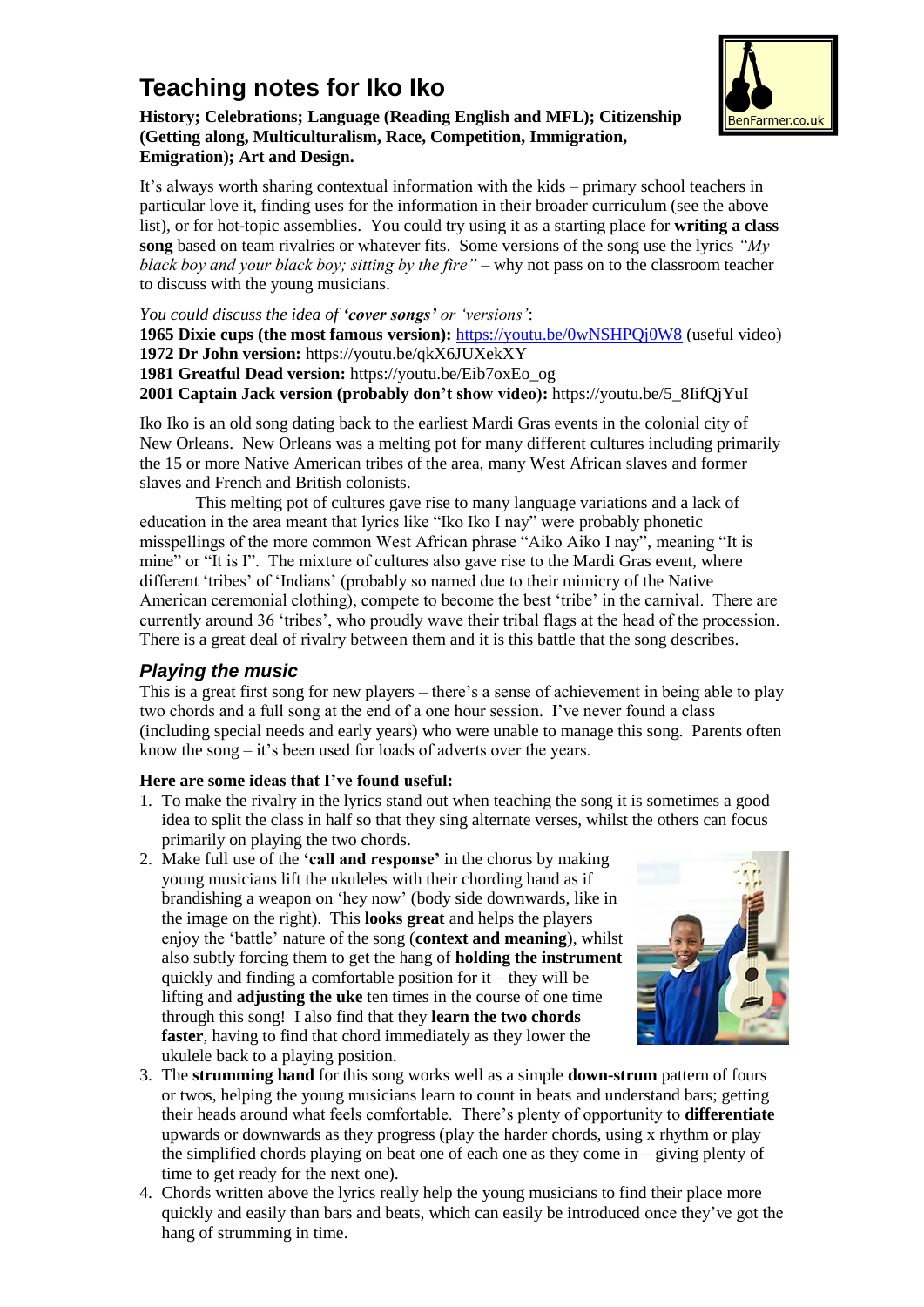# Teaching notes for Iko Iko

**History; Celebrations; Language (Reading English and MFL); Citizenship (Getting along, Multiculturalism, Race, Competition, Immigration, Emigration); Art and Design.**

It's always worth sharing contextual information with the kids – primary school teachers in particular love it, finding uses for the information in their broader curriculum (see the above list), or for hot-topic assemblies. You could try using it as a starting place for **writing a class song** based on team rivalries or whatever fits. Some versions of the song use the lyrics *"My black boy and your black boy; sitting by the fire"* – why not pass on to the classroom teacher to discuss with the young musicians.

*You could discuss the idea of **'cover songs'** or 'versions'*:

**1965 Dixie cups (the most famous version):** https://youtu.be/0wNSHPQj0W8 (useful video)
**1972 Dr John version:** https://youtu.be/qkX6JUXekXY
**1981 Greatful Dead version:** https://youtu.be/Eib7oxEo_og
**2001 Captain Jack version (probably don't show video):** https://youtu.be/5_8IifQjYuI

Iko Iko is an old song dating back to the earliest Mardi Gras events in the colonial city of New Orleans. New Orleans was a melting pot for many different cultures including primarily the 15 or more Native American tribes of the area, many West African slaves and former slaves and French and British colonists.

This melting pot of cultures gave rise to many language variations and a lack of education in the area meant that lyrics like "Iko Iko I nay" were probably phonetic misspellings of the more common West African phrase "Aiko Aiko I nay", meaning "It is mine" or "It is I". The mixture of cultures also gave rise to the Mardi Gras event, where different 'tribes' of 'Indians' (probably so named due to their mimicry of the Native American ceremonial clothing), compete to become the best 'tribe' in the carnival. There are currently around 36 'tribes', who proudly wave their tribal flags at the head of the procession. There is a great deal of rivalry between them and it is this battle that the song describes.

## *Playing the music*

This is a great first song for new players – there's a sense of achievement in being able to play two chords and a full song at the end of a one hour session. I've never found a class (including special needs and early years) who were unable to manage this song. Parents often know the song – it's been used for loads of adverts over the years.

**Here are some ideas that I've found useful:**

1. To make the rivalry in the lyrics stand out when teaching the song it is sometimes a good idea to split the class in half so that they sing alternate verses, whilst the others can focus primarily on playing the two chords.
2. Make full use of the **'call and response'** in the chorus by making young musicians lift the ukuleles with their chording hand as if brandishing a weapon on 'hey now' (body side downwards, like in the image on the right). This **looks great** and helps the players enjoy the 'battle' nature of the song (**context and meaning**), whilst also subtly forcing them to get the hang of **holding the instrument** quickly and finding a comfortable position for it – they will be lifting and **adjusting the uke** ten times in the course of one time through this song! I also find that they **learn the two chords faster**, having to find that chord immediately as they lower the ukulele back to a playing position.
3. The **strumming hand** for this song works well as a simple **down-strum** pattern of fours or twos, helping the young musicians learn to count in beats and understand bars; getting their heads around what feels comfortable. There's plenty of opportunity to **differentiate** upwards or downwards as they progress (play the harder chords, using x rhythm or play the simplified chords playing on beat one of each one as they come in – giving plenty of time to get ready for the next one).
4. Chords written above the lyrics really help the young musicians to find their place more quickly and easily than bars and beats, which can easily be introduced once they've got the hang of strumming in time.